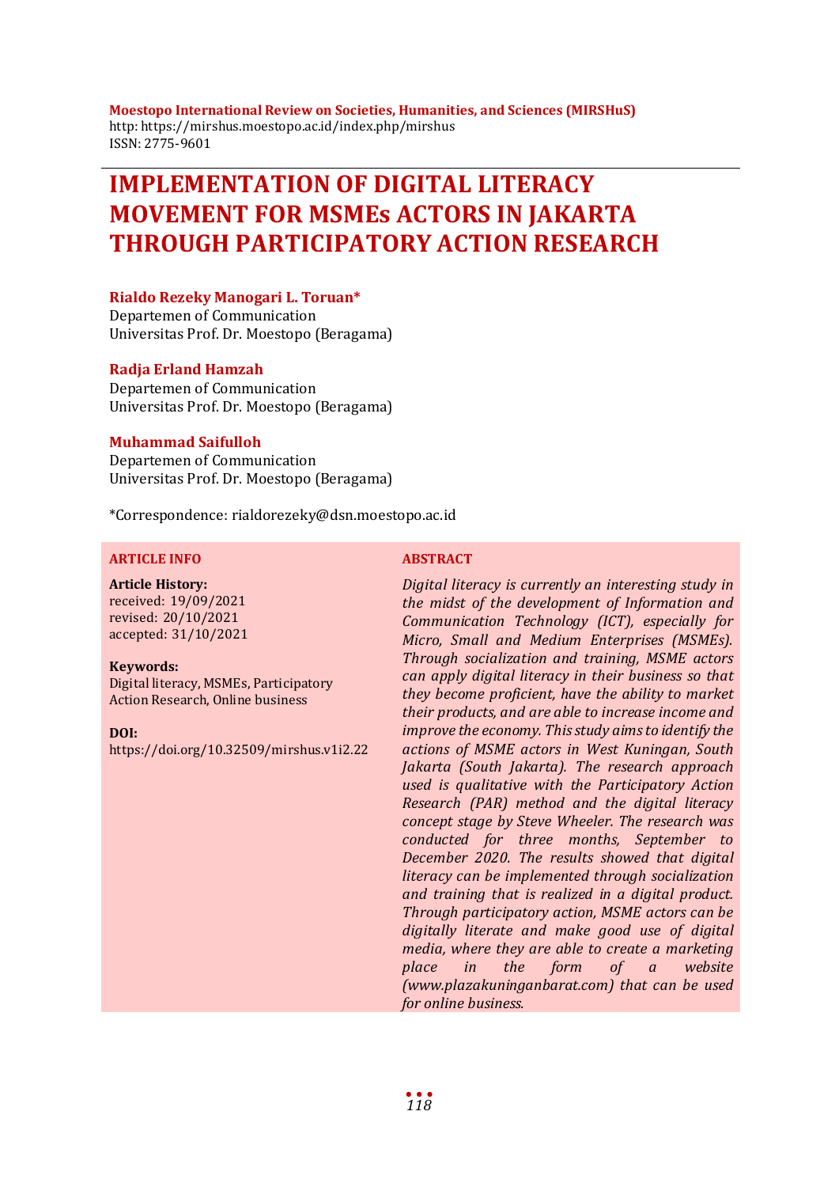**Moestopo International Review on Societies, Humanities, and Sciences (MIRSHuS)**
http: https://mirshus.moestopo.ac.id/index.php/mirshus
ISSN: 2775-9601

# IMPLEMENTATION OF DIGITAL LITERACY MOVEMENT FOR MSMEs ACTORS IN JAKARTA THROUGH PARTICIPATORY ACTION RESEARCH

**Rialdo Rezeky Manogari L. Toruan***
Departemen of Communication
Universitas Prof. Dr. Moestopo (Beragama)

**Radja Erland Hamzah**
Departemen of Communication
Universitas Prof. Dr. Moestopo (Beragama)

**Muhammad Saifulloh**
Departemen of Communication
Universitas Prof. Dr. Moestopo (Beragama)

*Correspondence: rialdorezeky@dsn.moestopo.ac.id

**ARTICLE INFO**

**Article History:**
received: 19/09/2021
revised: 20/10/2021
accepted: 31/10/2021

**Keywords:**
Digital literacy, MSMEs, Participatory Action Research, Online business

**DOI:**
https://doi.org/10.32509/mirshus.v1i2.22

**ABSTRACT**

*Digital literacy is currently an interesting study in the midst of the development of Information and Communication Technology (ICT), especially for Micro, Small and Medium Enterprises (MSMEs). Through socialization and training, MSME actors can apply digital literacy in their business so that they become proficient, have the ability to market their products, and are able to increase income and improve the economy. This study aims to identify the actions of MSME actors in West Kuningan, South Jakarta (South Jakarta). The research approach used is qualitative with the Participatory Action Research (PAR) method and the digital literacy concept stage by Steve Wheeler. The research was conducted for three months, September to December 2020. The results showed that digital literacy can be implemented through socialization and training that is realized in a digital product. Through participatory action, MSME actors can be digitally literate and make good use of digital media, where they are able to create a marketing place in the form of a website (www.plazakuninganbarat.com) that can be used for online business.*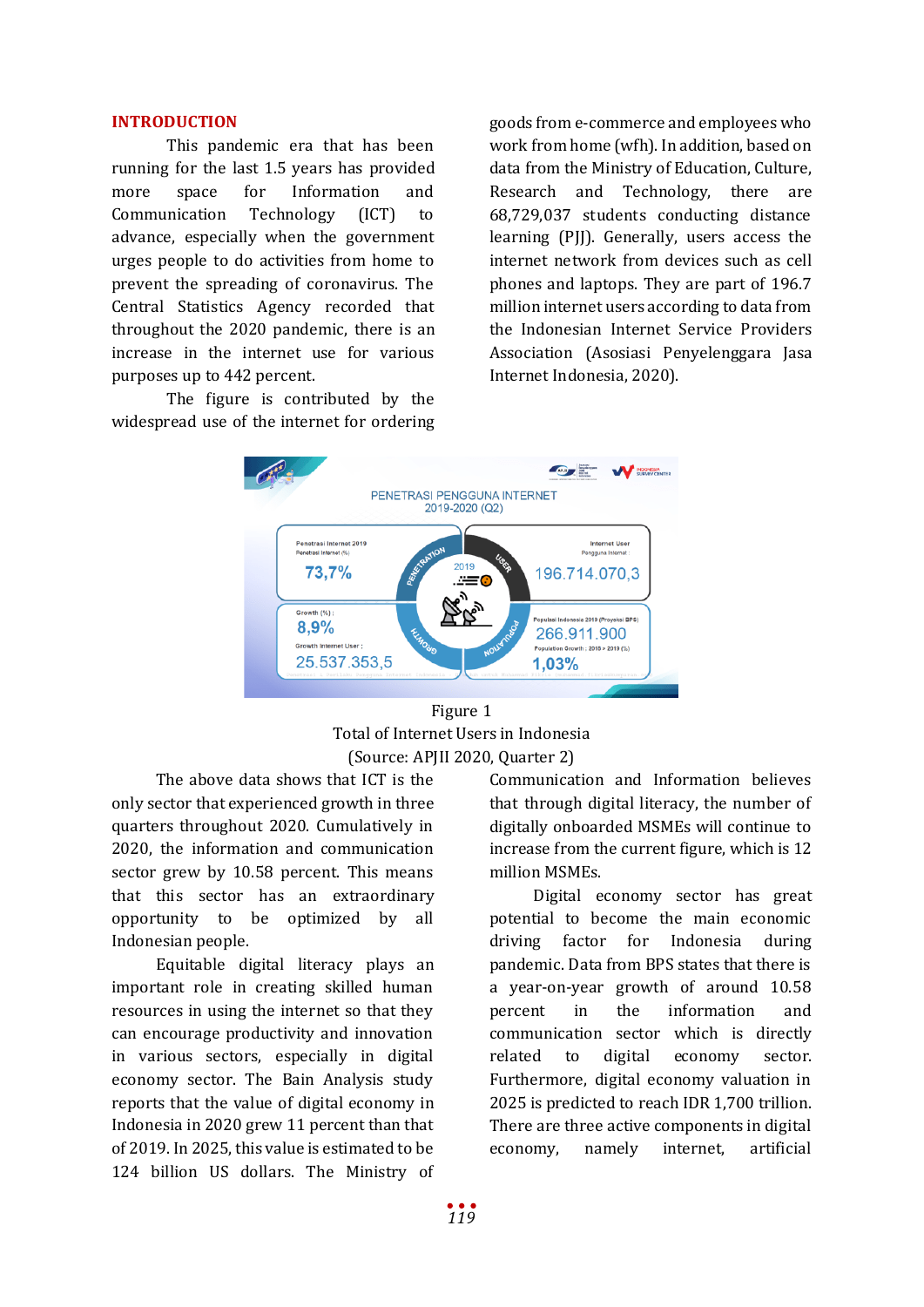## INTRODUCTION

This pandemic era that has been running for the last 1.5 years has provided more space for Information and Communication Technology (ICT) to advance, especially when the government urges people to do activities from home to prevent the spreading of coronavirus. The Central Statistics Agency recorded that throughout the 2020 pandemic, there is an increase in the internet use for various purposes up to 442 percent.

The figure is contributed by the widespread use of the internet for ordering goods from e-commerce and employees who work from home (wfh). In addition, based on data from the Ministry of Education, Culture, Research and Technology, there are 68,729,037 students conducting distance learning (PJJ). Generally, users access the internet network from devices such as cell phones and laptops. They are part of 196.7 million internet users according to data from the Indonesian Internet Service Providers Association (Asosiasi Penyelenggara Jasa Internet Indonesia, 2020).

Figure 1
Total of Internet Users in Indonesia
(Source: APJII 2020, Quarter 2)

The above data shows that ICT is the only sector that experienced growth in three quarters throughout 2020. Cumulatively in 2020, the information and communication sector grew by 10.58 percent. This means that this sector has an extraordinary opportunity to be optimized by all Indonesian people.

Equitable digital literacy plays an important role in creating skilled human resources in using the internet so that they can encourage productivity and innovation in various sectors, especially in digital economy sector. The Bain Analysis study reports that the value of digital economy in Indonesia in 2020 grew 11 percent than that of 2019. In 2025, this value is estimated to be 124 billion US dollars. The Ministry of Communication and Information believes that through digital literacy, the number of digitally onboarded MSMEs will continue to increase from the current figure, which is 12 million MSMEs.

Digital economy sector has great potential to become the main economic driving factor for Indonesia during pandemic. Data from BPS states that there is a year-on-year growth of around 10.58 percent in the information and communication sector which is directly related to digital economy sector. Furthermore, digital economy valuation in 2025 is predicted to reach IDR 1,700 trillion. There are three active components in digital economy, namely internet, artificial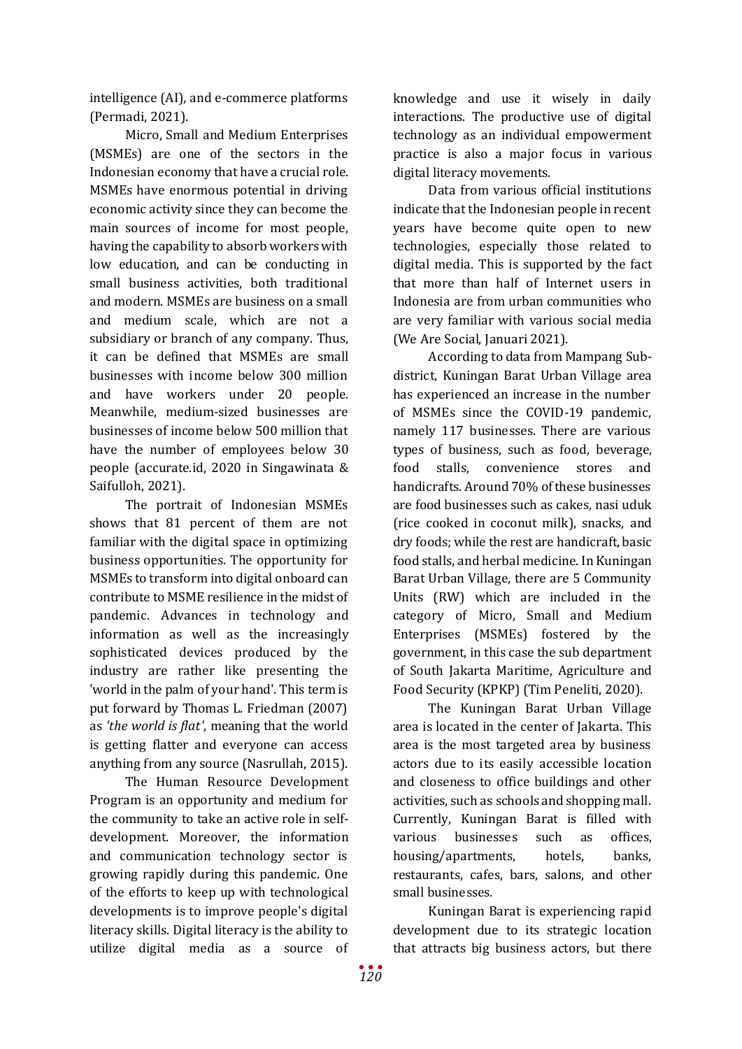intelligence (AI), and e-commerce platforms (Permadi, 2021).

Micro, Small and Medium Enterprises (MSMEs) are one of the sectors in the Indonesian economy that have a crucial role. MSMEs have enormous potential in driving economic activity since they can become the main sources of income for most people, having the capability to absorb workers with low education, and can be conducting in small business activities, both traditional and modern. MSMEs are business on a small and medium scale, which are not a subsidiary or branch of any company. Thus, it can be defined that MSMEs are small businesses with income below 300 million and have workers under 20 people. Meanwhile, medium-sized businesses are businesses of income below 500 million that have the number of employees below 30 people (accurate.id, 2020 in Singawinata & Saifulloh, 2021).

The portrait of Indonesian MSMEs shows that 81 percent of them are not familiar with the digital space in optimizing business opportunities. The opportunity for MSMEs to transform into digital onboard can contribute to MSME resilience in the midst of pandemic. Advances in technology and information as well as the increasingly sophisticated devices produced by the industry are rather like presenting the 'world in the palm of your hand'. This term is put forward by Thomas L. Friedman (2007) as *'the world is flat'*, meaning that the world is getting flatter and everyone can access anything from any source (Nasrullah, 2015).

The Human Resource Development Program is an opportunity and medium for the community to take an active role in self-development. Moreover, the information and communication technology sector is growing rapidly during this pandemic. One of the efforts to keep up with technological developments is to improve people's digital literacy skills. Digital literacy is the ability to utilize digital media as a source of knowledge and use it wisely in daily interactions. The productive use of digital technology as an individual empowerment practice is also a major focus in various digital literacy movements.

Data from various official institutions indicate that the Indonesian people in recent years have become quite open to new technologies, especially those related to digital media. This is supported by the fact that more than half of Internet users in Indonesia are from urban communities who are very familiar with various social media (We Are Social, Januari 2021).

According to data from Mampang Sub-district, Kuningan Barat Urban Village area has experienced an increase in the number of MSMEs since the COVID-19 pandemic, namely 117 businesses. There are various types of business, such as food, beverage, food stalls, convenience stores and handicrafts. Around 70% of these businesses are food businesses such as cakes, nasi uduk (rice cooked in coconut milk), snacks, and dry foods; while the rest are handicraft, basic food stalls, and herbal medicine. In Kuningan Barat Urban Village, there are 5 Community Units (RW) which are included in the category of Micro, Small and Medium Enterprises (MSMEs) fostered by the government, in this case the sub department of South Jakarta Maritime, Agriculture and Food Security (KPKP) (Tim Peneliti, 2020).

The Kuningan Barat Urban Village area is located in the center of Jakarta. This area is the most targeted area by business actors due to its easily accessible location and closeness to office buildings and other activities, such as schools and shopping mall. Currently, Kuningan Barat is filled with various businesses such as offices, housing/apartments, hotels, banks, restaurants, cafes, bars, salons, and other small businesses.

Kuningan Barat is experiencing rapid development due to its strategic location that attracts big business actors, but there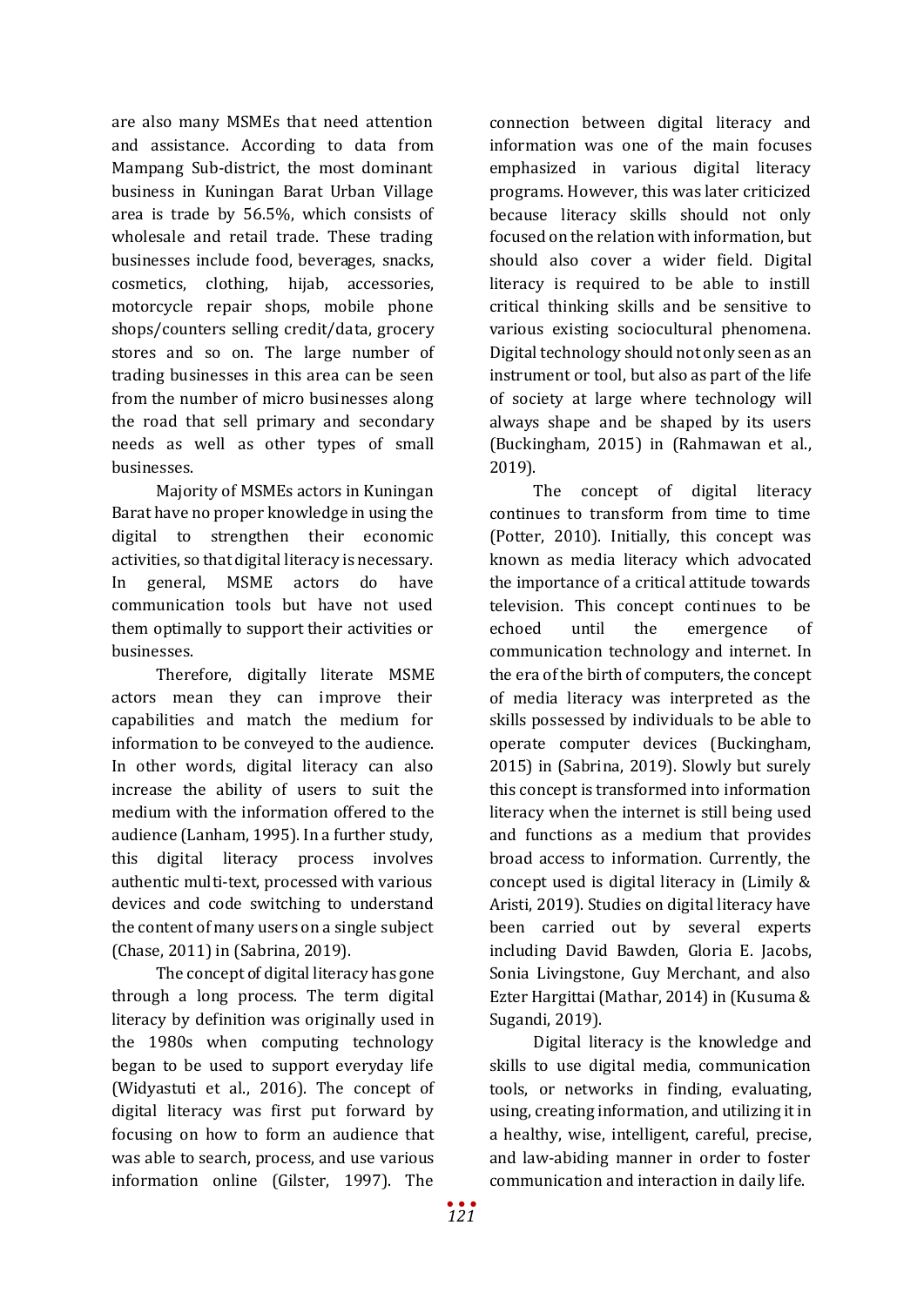are also many MSMEs that need attention and assistance. According to data from Mampang Sub-district, the most dominant business in Kuningan Barat Urban Village area is trade by 56.5%, which consists of wholesale and retail trade. These trading businesses include food, beverages, snacks, cosmetics, clothing, hijab, accessories, motorcycle repair shops, mobile phone shops/counters selling credit/data, grocery stores and so on. The large number of trading businesses in this area can be seen from the number of micro businesses along the road that sell primary and secondary needs as well as other types of small businesses.

Majority of MSMEs actors in Kuningan Barat have no proper knowledge in using the digital to strengthen their economic activities, so that digital literacy is necessary. In general, MSME actors do have communication tools but have not used them optimally to support their activities or businesses.

Therefore, digitally literate MSME actors mean they can improve their capabilities and match the medium for information to be conveyed to the audience. In other words, digital literacy can also increase the ability of users to suit the medium with the information offered to the audience (Lanham, 1995). In a further study, this digital literacy process involves authentic multi-text, processed with various devices and code switching to understand the content of many users on a single subject (Chase, 2011) in (Sabrina, 2019).

The concept of digital literacy has gone through a long process. The term digital literacy by definition was originally used in the 1980s when computing technology began to be used to support everyday life (Widyastuti et al., 2016). The concept of digital literacy was first put forward by focusing on how to form an audience that was able to search, process, and use various information online (Gilster, 1997). The connection between digital literacy and information was one of the main focuses emphasized in various digital literacy programs. However, this was later criticized because literacy skills should not only focused on the relation with information, but should also cover a wider field. Digital literacy is required to be able to instill critical thinking skills and be sensitive to various existing sociocultural phenomena. Digital technology should not only seen as an instrument or tool, but also as part of the life of society at large where technology will always shape and be shaped by its users (Buckingham, 2015) in (Rahmawan et al., 2019).

The concept of digital literacy continues to transform from time to time (Potter, 2010). Initially, this concept was known as media literacy which advocated the importance of a critical attitude towards television. This concept continues to be echoed until the emergence of communication technology and internet. In the era of the birth of computers, the concept of media literacy was interpreted as the skills possessed by individuals to be able to operate computer devices (Buckingham, 2015) in (Sabrina, 2019). Slowly but surely this concept is transformed into information literacy when the internet is still being used and functions as a medium that provides broad access to information. Currently, the concept used is digital literacy in (Limily & Aristi, 2019). Studies on digital literacy have been carried out by several experts including David Bawden, Gloria E. Jacobs, Sonia Livingstone, Guy Merchant, and also Ezter Hargittai (Mathar, 2014) in (Kusuma & Sugandi, 2019).

Digital literacy is the knowledge and skills to use digital media, communication tools, or networks in finding, evaluating, using, creating information, and utilizing it in a healthy, wise, intelligent, careful, precise, and law-abiding manner in order to foster communication and interaction in daily life.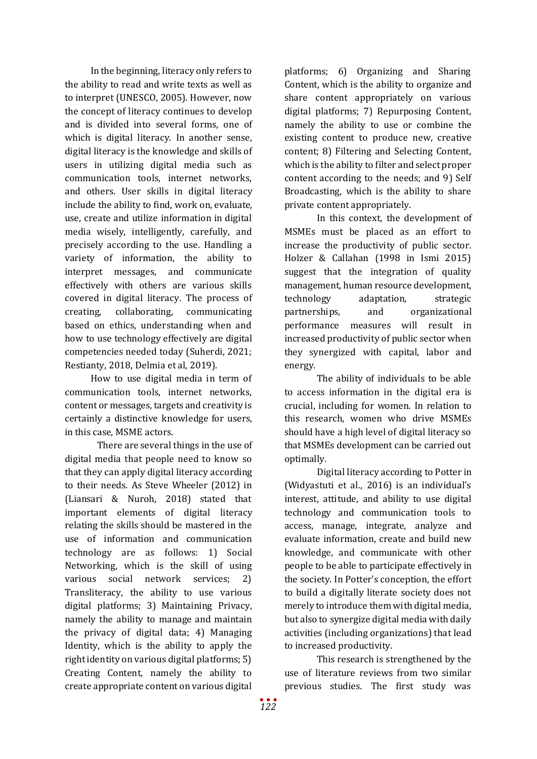In the beginning, literacy only refers to the ability to read and write texts as well as to interpret (UNESCO, 2005). However, now the concept of literacy continues to develop and is divided into several forms, one of which is digital literacy. In another sense, digital literacy is the knowledge and skills of users in utilizing digital media such as communication tools, internet networks, and others. User skills in digital literacy include the ability to find, work on, evaluate, use, create and utilize information in digital media wisely, intelligently, carefully, and precisely according to the use. Handling a variety of information, the ability to interpret messages, and communicate effectively with others are various skills covered in digital literacy. The process of creating, collaborating, communicating based on ethics, understanding when and how to use technology effectively are digital competencies needed today (Suherdi, 2021; Restianty, 2018, Delmia et al, 2019).

How to use digital media in term of communication tools, internet networks, content or messages, targets and creativity is certainly a distinctive knowledge for users, in this case, MSME actors.

There are several things in the use of digital media that people need to know so that they can apply digital literacy according to their needs. As Steve Wheeler (2012) in (Liansari & Nuroh, 2018) stated that important elements of digital literacy relating the skills should be mastered in the use of information and communication technology are as follows: 1) Social Networking, which is the skill of using various social network services; 2) Transliteracy, the ability to use various digital platforms; 3) Maintaining Privacy, namely the ability to manage and maintain the privacy of digital data; 4) Managing Identity, which is the ability to apply the right identity on various digital platforms; 5) Creating Content, namely the ability to create appropriate content on various digital platforms; 6) Organizing and Sharing Content, which is the ability to organize and share content appropriately on various digital platforms; 7) Repurposing Content, namely the ability to use or combine the existing content to produce new, creative content; 8) Filtering and Selecting Content, which is the ability to filter and select proper content according to the needs; and 9) Self Broadcasting, which is the ability to share private content appropriately.

In this context, the development of MSMEs must be placed as an effort to increase the productivity of public sector. Holzer & Callahan (1998 in Ismi 2015) suggest that the integration of quality management, human resource development, technology adaptation, strategic partnerships, and organizational performance measures will result in increased productivity of public sector when they synergized with capital, labor and energy.

The ability of individuals to be able to access information in the digital era is crucial, including for women. In relation to this research, women who drive MSMEs should have a high level of digital literacy so that MSMEs development can be carried out optimally.

Digital literacy according to Potter in (Widyastuti et al., 2016) is an individual's interest, attitude, and ability to use digital technology and communication tools to access, manage, integrate, analyze and evaluate information, create and build new knowledge, and communicate with other people to be able to participate effectively in the society. In Potter's conception, the effort to build a digitally literate society does not merely to introduce them with digital media, but also to synergize digital media with daily activities (including organizations) that lead to increased productivity.

This research is strengthened by the use of literature reviews from two similar previous studies. The first study was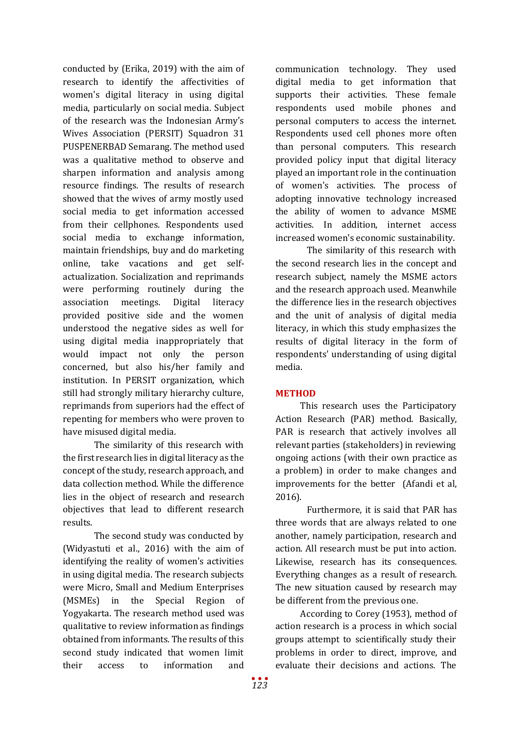conducted by (Erika, 2019) with the aim of research to identify the affectivities of women's digital literacy in using digital media, particularly on social media. Subject of the research was the Indonesian Army's Wives Association (PERSIT) Squadron 31 PUSPENERBAD Semarang. The method used was a qualitative method to observe and sharpen information and analysis among resource findings. The results of research showed that the wives of army mostly used social media to get information accessed from their cellphones. Respondents used social media to exchange information, maintain friendships, buy and do marketing online, take vacations and get self-actualization. Socialization and reprimands were performing routinely during the association meetings. Digital literacy provided positive side and the women understood the negative sides as well for using digital media inappropriately that would impact not only the person concerned, but also his/her family and institution. In PERSIT organization, which still had strongly military hierarchy culture, reprimands from superiors had the effect of repenting for members who were proven to have misused digital media.

The similarity of this research with the first research lies in digital literacy as the concept of the study, research approach, and data collection method. While the difference lies in the object of research and research objectives that lead to different research results.

The second study was conducted by (Widyastuti et al., 2016) with the aim of identifying the reality of women's activities in using digital media. The research subjects were Micro, Small and Medium Enterprises (MSMEs) in the Special Region of Yogyakarta. The research method used was qualitative to review information as findings obtained from informants. The results of this second study indicated that women limit their access to information and communication technology. They used digital media to get information that supports their activities. These female respondents used mobile phones and personal computers to access the internet. Respondents used cell phones more often than personal computers. This research provided policy input that digital literacy played an important role in the continuation of women's activities. The process of adopting innovative technology increased the ability of women to advance MSME activities. In addition, internet access increased women's economic sustainability.

The similarity of this research with the second research lies in the concept and research subject, namely the MSME actors and the research approach used. Meanwhile the difference lies in the research objectives and the unit of analysis of digital media literacy, in which this study emphasizes the results of digital literacy in the form of respondents' understanding of using digital media.

## METHOD

This research uses the Participatory Action Research (PAR) method. Basically, PAR is research that actively involves all relevant parties (stakeholders) in reviewing ongoing actions (with their own practice as a problem) in order to make changes and improvements for the better (Afandi et al, 2016).

Furthermore, it is said that PAR has three words that are always related to one another, namely participation, research and action. All research must be put into action. Likewise, research has its consequences. Everything changes as a result of research. The new situation caused by research may be different from the previous one.

According to Corey (1953), method of action research is a process in which social groups attempt to scientifically study their problems in order to direct, improve, and evaluate their decisions and actions. The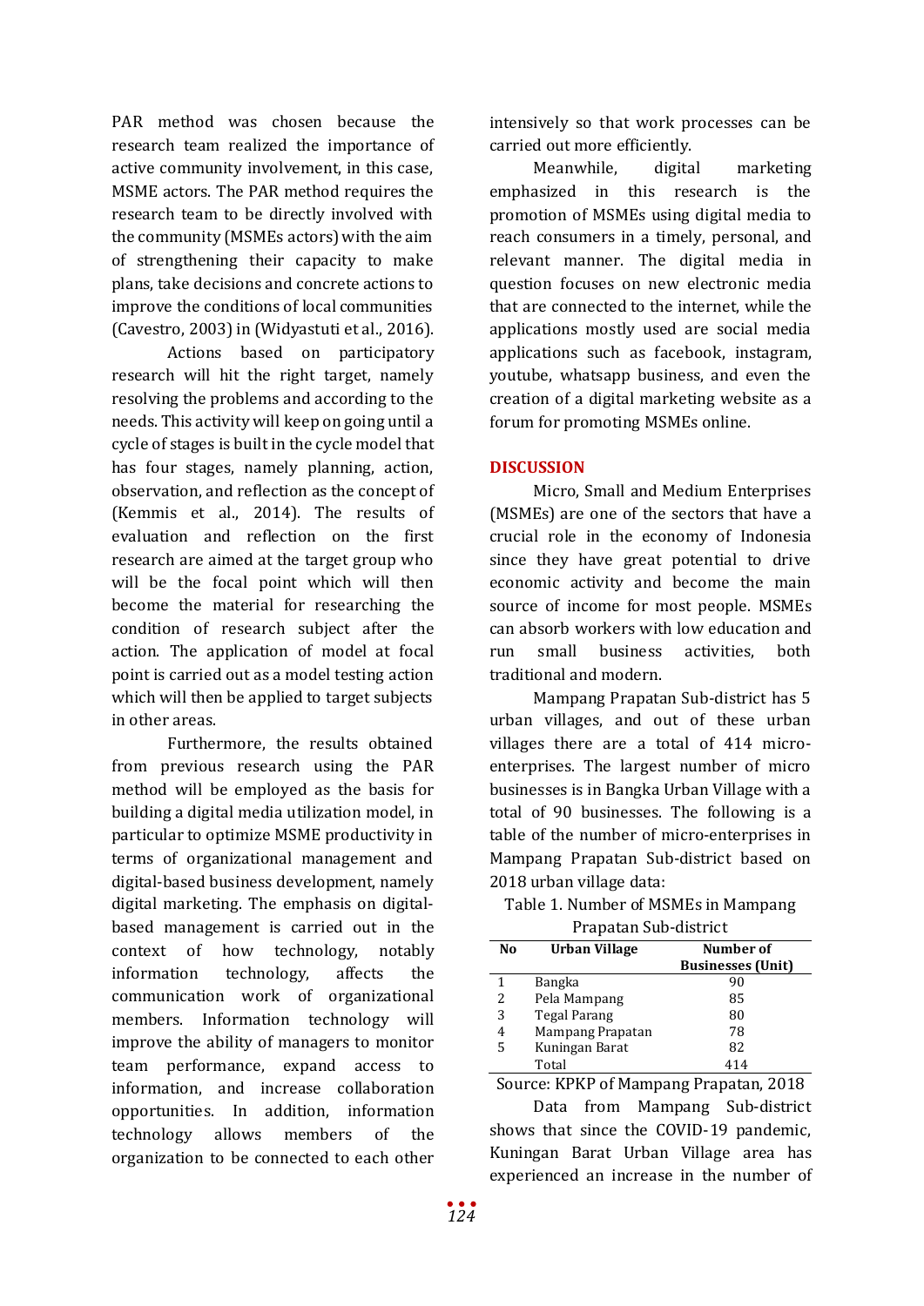PAR method was chosen because the research team realized the importance of active community involvement, in this case, MSME actors. The PAR method requires the research team to be directly involved with the community (MSMEs actors) with the aim of strengthening their capacity to make plans, take decisions and concrete actions to improve the conditions of local communities (Cavestro, 2003) in (Widyastuti et al., 2016).

Actions based on participatory research will hit the right target, namely resolving the problems and according to the needs. This activity will keep on going until a cycle of stages is built in the cycle model that has four stages, namely planning, action, observation, and reflection as the concept of (Kemmis et al., 2014). The results of evaluation and reflection on the first research are aimed at the target group who will be the focal point which will then become the material for researching the condition of research subject after the action. The application of model at focal point is carried out as a model testing action which will then be applied to target subjects in other areas.

Furthermore, the results obtained from previous research using the PAR method will be employed as the basis for building a digital media utilization model, in particular to optimize MSME productivity in terms of organizational management and digital-based business development, namely digital marketing. The emphasis on digital-based management is carried out in the context of how technology, notably information technology, affects the communication work of organizational members. Information technology will improve the ability of managers to monitor team performance, expand access to information, and increase collaboration opportunities. In addition, information technology allows members of the organization to be connected to each other intensively so that work processes can be carried out more efficiently.

Meanwhile, digital marketing emphasized in this research is the promotion of MSMEs using digital media to reach consumers in a timely, personal, and relevant manner. The digital media in question focuses on new electronic media that are connected to the internet, while the applications mostly used are social media applications such as facebook, instagram, youtube, whatsapp business, and even the creation of a digital marketing website as a forum for promoting MSMEs online.

## DISCUSSION

Micro, Small and Medium Enterprises (MSMEs) are one of the sectors that have a crucial role in the economy of Indonesia since they have great potential to drive economic activity and become the main source of income for most people. MSMEs can absorb workers with low education and run small business activities, both traditional and modern.

Mampang Prapatan Sub-district has 5 urban villages, and out of these urban villages there are a total of 414 micro-enterprises. The largest number of micro businesses is in Bangka Urban Village with a total of 90 businesses. The following is a table of the number of micro-enterprises in Mampang Prapatan Sub-district based on 2018 urban village data:

Table 1. Number of MSMEs in Mampang Prapatan Sub-district

| No | Urban Village | Number of Businesses (Unit) |
|---|---|---|
| 1 | Bangka | 90 |
| 2 | Pela Mampang | 85 |
| 3 | Tegal Parang | 80 |
| 4 | Mampang Prapatan | 78 |
| 5 | Kuningan Barat | 82 |
| | Total | 414 |

Source: KPKP of Mampang Prapatan, 2018

Data from Mampang Sub-district shows that since the COVID-19 pandemic, Kuningan Barat Urban Village area has experienced an increase in the number of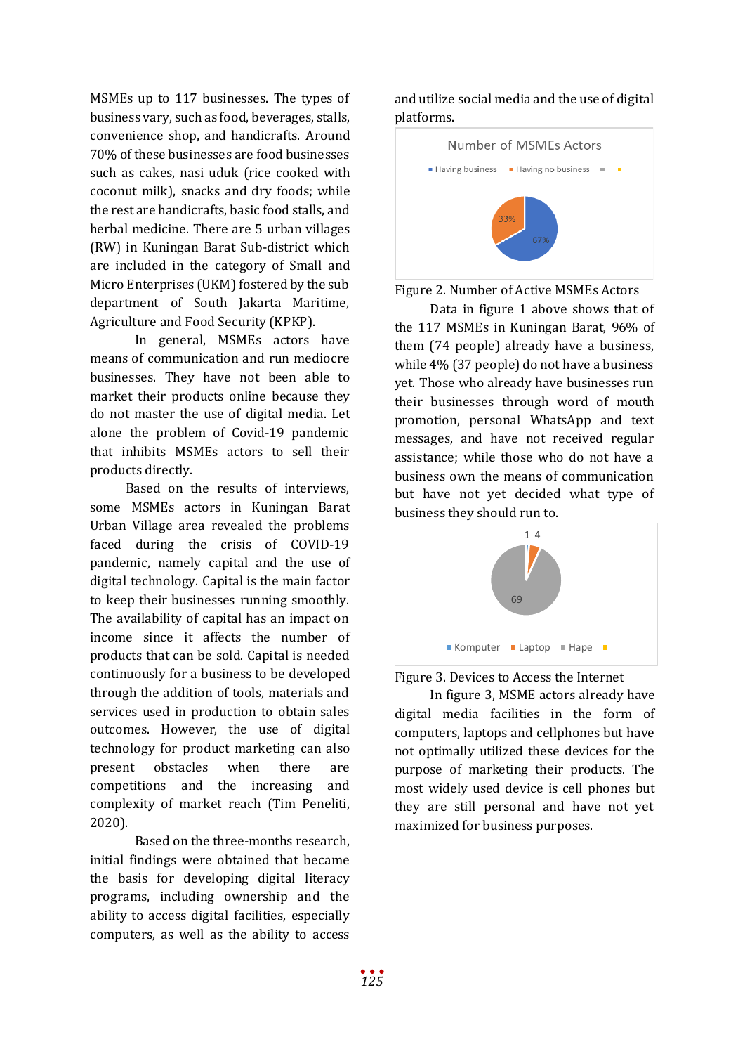MSMEs up to 117 businesses. The types of business vary, such as food, beverages, stalls, convenience shop, and handicrafts. Around 70% of these businesses are food businesses such as cakes, nasi uduk (rice cooked with coconut milk), snacks and dry foods; while the rest are handicrafts, basic food stalls, and herbal medicine. There are 5 urban villages (RW) in Kuningan Barat Sub-district which are included in the category of Small and Micro Enterprises (UKM) fostered by the sub department of South Jakarta Maritime, Agriculture and Food Security (KPKP).

In general, MSMEs actors have means of communication and run mediocre businesses. They have not been able to market their products online because they do not master the use of digital media. Let alone the problem of Covid-19 pandemic that inhibits MSMEs actors to sell their products directly.

Based on the results of interviews, some MSMEs actors in Kuningan Barat Urban Village area revealed the problems faced during the crisis of COVID-19 pandemic, namely capital and the use of digital technology. Capital is the main factor to keep their businesses running smoothly. The availability of capital has an impact on income since it affects the number of products that can be sold. Capital is needed continuously for a business to be developed through the addition of tools, materials and services used in production to obtain sales outcomes. However, the use of digital technology for product marketing can also present obstacles when there are competitions and the increasing and complexity of market reach (Tim Peneliti, 2020).

Based on the three-months research, initial findings were obtained that became the basis for developing digital literacy programs, including ownership and the ability to access digital facilities, especially computers, as well as the ability to access and utilize social media and the use of digital platforms.

Number of MSMEs Actors

Having business: 67%; Having no business: 33%

Figure 2. Number of Active MSMEs Actors

Data in figure 1 above shows that of the 117 MSMEs in Kuningan Barat, 96% of them (74 people) already have a business, while 4% (37 people) do not have a business yet. Those who already have businesses run their businesses through word of mouth promotion, personal WhatsApp and text messages, and have not received regular assistance; while those who do not have a business own the means of communication but have not yet decided what type of business they should run to.

Komputer: 1; Laptop: 4; Hape: 69

Figure 3. Devices to Access the Internet

In figure 3, MSME actors already have digital media facilities in the form of computers, laptops and cellphones but have not optimally utilized these devices for the purpose of marketing their products. The most widely used device is cell phones but they are still personal and have not yet maximized for business purposes.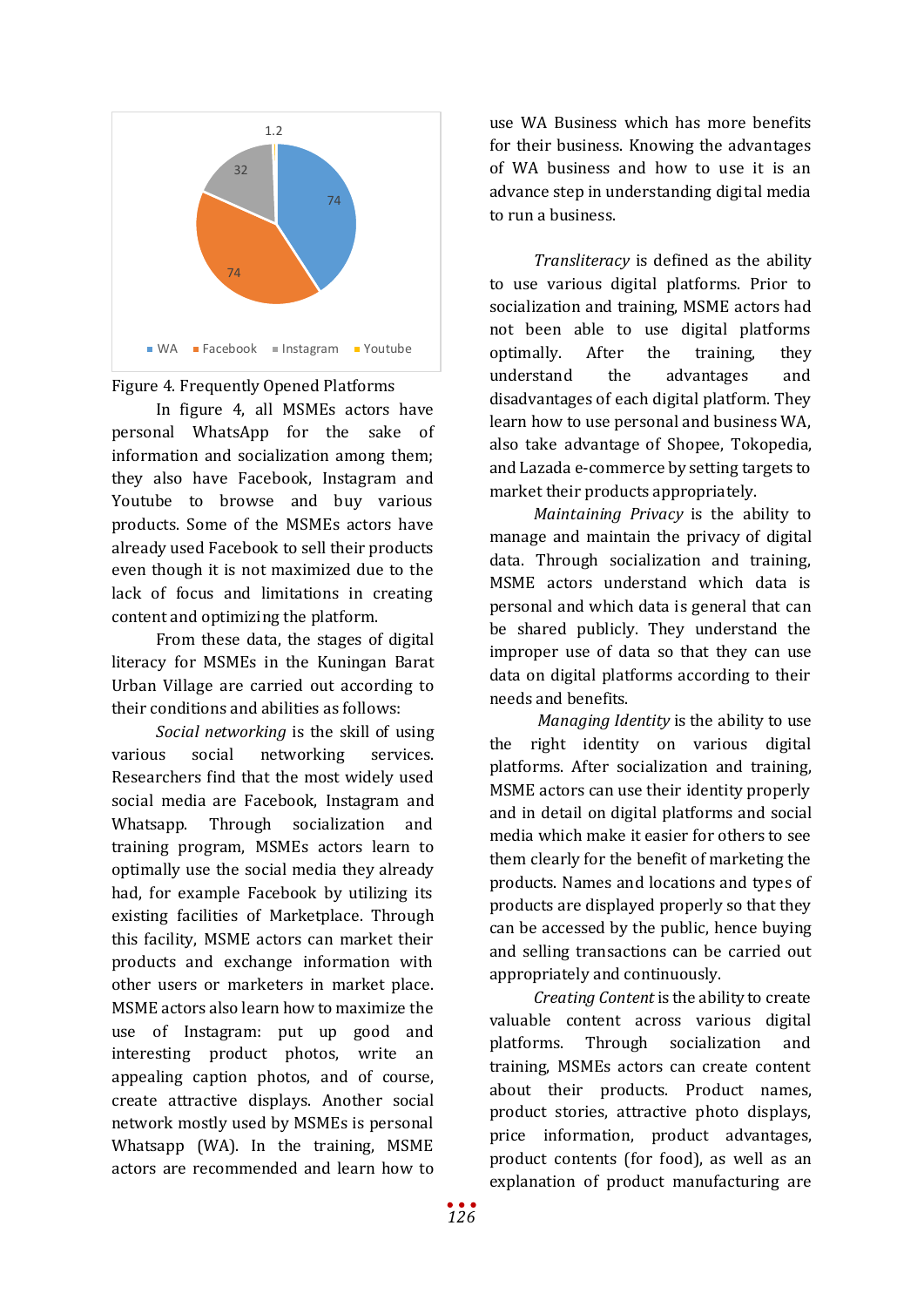Figure 4. Frequently Opened Platforms

In figure 4, all MSMEs actors have personal WhatsApp for the sake of information and socialization among them; they also have Facebook, Instagram and Youtube to browse and buy various products. Some of the MSMEs actors have already used Facebook to sell their products even though it is not maximized due to the lack of focus and limitations in creating content and optimizing the platform.

From these data, the stages of digital literacy for MSMEs in the Kuningan Barat Urban Village are carried out according to their conditions and abilities as follows:

*Social networking* is the skill of using various social networking services. Researchers find that the most widely used social media are Facebook, Instagram and Whatsapp. Through socialization and training program, MSMEs actors learn to optimally use the social media they already had, for example Facebook by utilizing its existing facilities of Marketplace. Through this facility, MSME actors can market their products and exchange information with other users or marketers in market place. MSME actors also learn how to maximize the use of Instagram: put up good and interesting product photos, write an appealing caption photos, and of course, create attractive displays. Another social network mostly used by MSMEs is personal Whatsapp (WA). In the training, MSME actors are recommended and learn how to use WA Business which has more benefits for their business. Knowing the advantages of WA business and how to use it is an advance step in understanding digital media to run a business.

*Transliteracy* is defined as the ability to use various digital platforms. Prior to socialization and training, MSME actors had not been able to use digital platforms optimally. After the training, they understand the advantages and disadvantages of each digital platform. They learn how to use personal and business WA, also take advantage of Shopee, Tokopedia, and Lazada e-commerce by setting targets to market their products appropriately.

*Maintaining Privacy* is the ability to manage and maintain the privacy of digital data. Through socialization and training, MSME actors understand which data is personal and which data is general that can be shared publicly. They understand the improper use of data so that they can use data on digital platforms according to their needs and benefits.

*Managing Identity* is the ability to use the right identity on various digital platforms. After socialization and training, MSME actors can use their identity properly and in detail on digital platforms and social media which make it easier for others to see them clearly for the benefit of marketing the products. Names and locations and types of products are displayed properly so that they can be accessed by the public, hence buying and selling transactions can be carried out appropriately and continuously.

*Creating Content* is the ability to create valuable content across various digital platforms. Through socialization and training, MSMEs actors can create content about their products. Product names, product stories, attractive photo displays, price information, product advantages, product contents (for food), as well as an explanation of product manufacturing are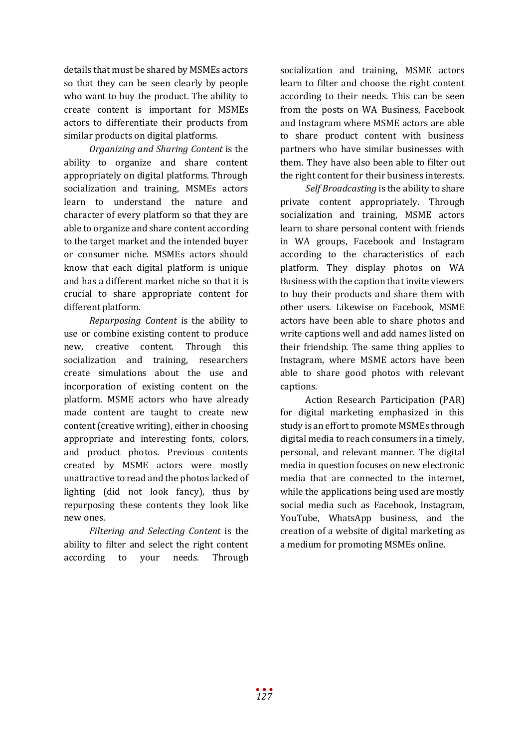details that must be shared by MSMEs actors so that they can be seen clearly by people who want to buy the product. The ability to create content is important for MSMEs actors to differentiate their products from similar products on digital platforms.

*Organizing and Sharing Content* is the ability to organize and share content appropriately on digital platforms. Through socialization and training, MSMEs actors learn to understand the nature and character of every platform so that they are able to organize and share content according to the target market and the intended buyer or consumer niche. MSMEs actors should know that each digital platform is unique and has a different market niche so that it is crucial to share appropriate content for different platform.

*Repurposing Content* is the ability to use or combine existing content to produce new, creative content. Through this socialization and training, researchers create simulations about the use and incorporation of existing content on the platform. MSME actors who have already made content are taught to create new content (creative writing), either in choosing appropriate and interesting fonts, colors, and product photos. Previous contents created by MSME actors were mostly unattractive to read and the photos lacked of lighting (did not look fancy), thus by repurposing these contents they look like new ones.

*Filtering and Selecting Content* is the ability to filter and select the right content according to your needs. Through socialization and training, MSME actors learn to filter and choose the right content according to their needs. This can be seen from the posts on WA Business, Facebook and Instagram where MSME actors are able to share product content with business partners who have similar businesses with them. They have also been able to filter out the right content for their business interests.

*Self Broadcasting* is the ability to share private content appropriately. Through socialization and training, MSME actors learn to share personal content with friends in WA groups, Facebook and Instagram according to the characteristics of each platform. They display photos on WA Business with the caption that invite viewers to buy their products and share them with other users. Likewise on Facebook, MSME actors have been able to share photos and write captions well and add names listed on their friendship. The same thing applies to Instagram, where MSME actors have been able to share good photos with relevant captions.

Action Research Participation (PAR) for digital marketing emphasized in this study is an effort to promote MSMEs through digital media to reach consumers in a timely, personal, and relevant manner. The digital media in question focuses on new electronic media that are connected to the internet, while the applications being used are mostly social media such as Facebook, Instagram, YouTube, WhatsApp business, and the creation of a website of digital marketing as a medium for promoting MSMEs online.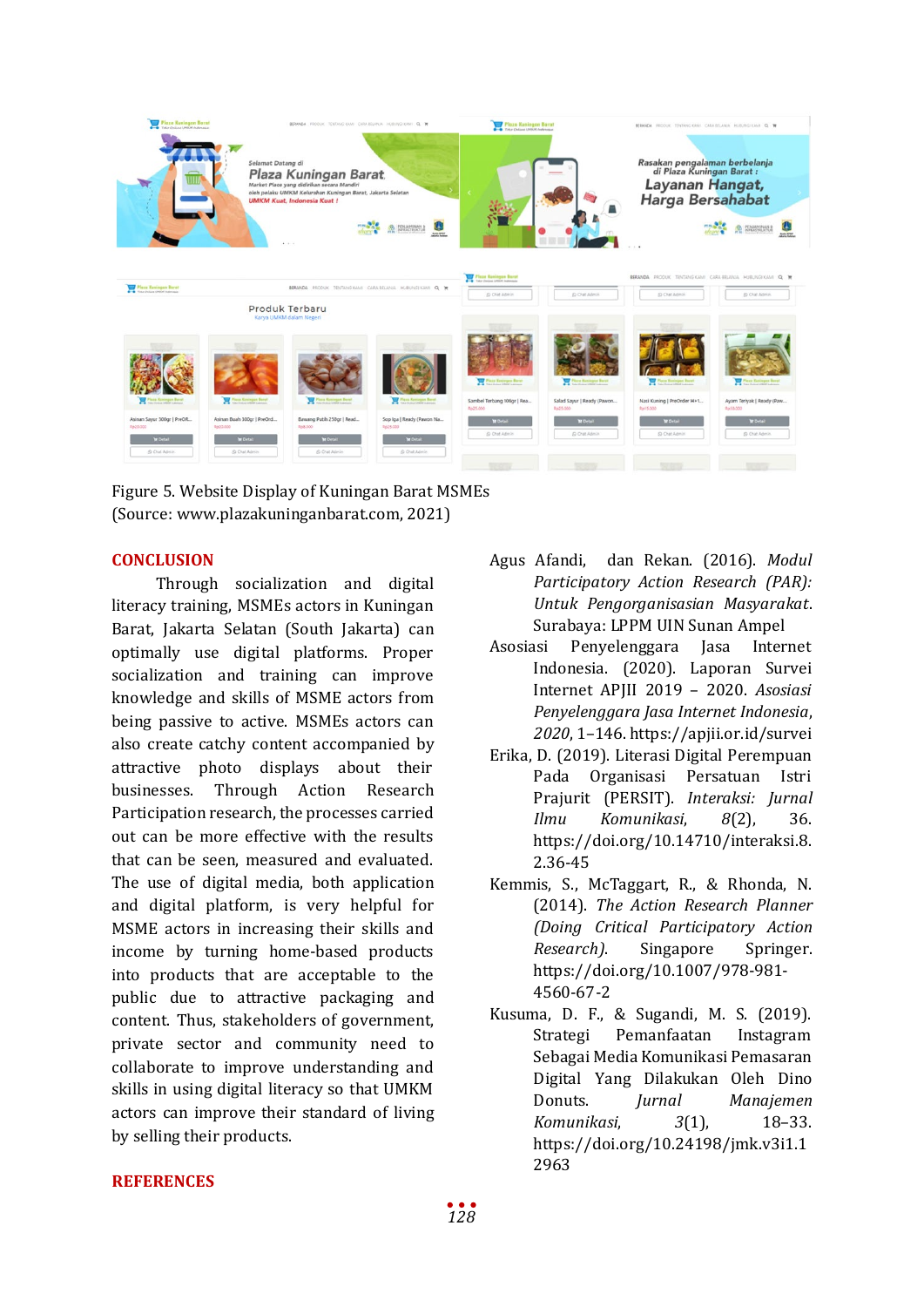Figure 5. Website Display of Kuningan Barat MSMEs
(Source: www.plazakuninganbarat.com, 2021)

## CONCLUSION

Through socialization and digital literacy training, MSMEs actors in Kuningan Barat, Jakarta Selatan (South Jakarta) can optimally use digital platforms. Proper socialization and training can improve knowledge and skills of MSME actors from being passive to active. MSMEs actors can also create catchy content accompanied by attractive photo displays about their businesses. Through Action Research Participation research, the processes carried out can be more effective with the results that can be seen, measured and evaluated. The use of digital media, both application and digital platform, is very helpful for MSME actors in increasing their skills and income by turning home-based products into products that are acceptable to the public due to attractive packaging and content. Thus, stakeholders of government, private sector and community need to collaborate to improve understanding and skills in using digital literacy so that UMKM actors can improve their standard of living by selling their products.

## REFERENCES

Agus Afandi, dan Rekan. (2016). *Modul Participatory Action Research (PAR): Untuk Pengorganisasian Masyarakat*. Surabaya: LPPM UIN Sunan Ampel

Asosiasi Penyelenggara Jasa Internet Indonesia. (2020). Laporan Survei Internet APJII 2019 – 2020. *Asosiasi Penyelenggara Jasa Internet Indonesia*, *2020*, 1–146. https://apjii.or.id/survei

Erika, D. (2019). Literasi Digital Perempuan Pada Organisasi Persatuan Istri Prajurit (PERSIT). *Interaksi: Jurnal Ilmu Komunikasi*, *8*(2), 36. https://doi.org/10.14710/interaksi.8.2.36-45

Kemmis, S., McTaggart, R., & Rhonda, N. (2014). *The Action Research Planner (Doing Critical Participatory Action Research)*. Singapore Springer. https://doi.org/10.1007/978-981-4560-67-2

Kusuma, D. F., & Sugandi, M. S. (2019). Strategi Pemanfaatan Instagram Sebagai Media Komunikasi Pemasaran Digital Yang Dilakukan Oleh Dino Donuts. *Jurnal Manajemen Komunikasi*, *3*(1), 18–33. https://doi.org/10.24198/jmk.v3i1.12963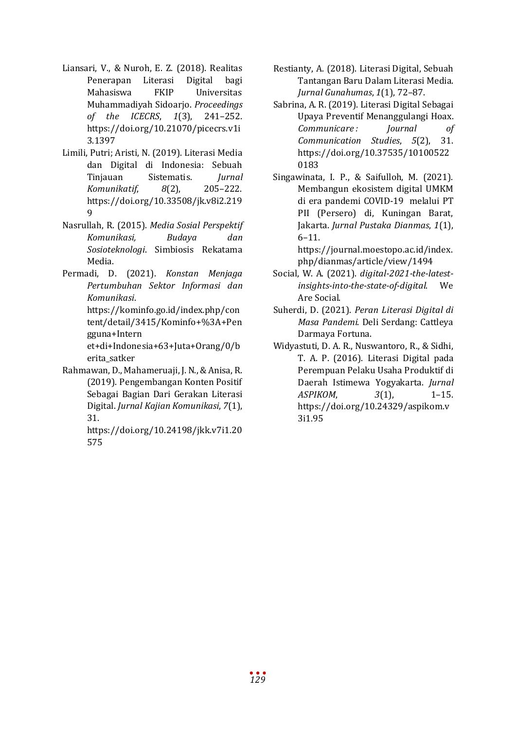Liansari, V., & Nuroh, E. Z. (2018). Realitas Penerapan Literasi Digital bagi Mahasiswa FKIP Universitas Muhammadiyah Sidoarjo. *Proceedings of the ICECRS*, *1*(3), 241–252. https://doi.org/10.21070/picecrs.v1i3.1397

Limili, Putri; Aristi, N. (2019). Literasi Media dan Digital di Indonesia: Sebuah Tinjauan Sistematis. *Jurnal Komunikatif*, *8*(2), 205–222. https://doi.org/10.33508/jk.v8i2.2199

Nasrullah, R. (2015). *Media Sosial Perspektif Komunikasi, Budaya dan Sosioteknologi*. Simbiosis Rekatama Media.

Permadi, D. (2021). *Konstan Menjaga Pertumbuhan Sektor Informasi dan Komunikasi*. https://kominfo.go.id/index.php/content/detail/3415/Kominfo+%3A+Pengguna+Internet+di+Indonesia+63+Juta+Orang/0/berita_satker

Rahmawan, D., Mahameruaji, J. N., & Anisa, R. (2019). Pengembangan Konten Positif Sebagai Bagian Dari Gerakan Literasi Digital. *Jurnal Kajian Komunikasi*, *7*(1), 31. https://doi.org/10.24198/jkk.v7i1.20575

Restianty, A. (2018). Literasi Digital, Sebuah Tantangan Baru Dalam Literasi Media. *Jurnal Gunahumas*, *1*(1), 72–87.

Sabrina, A. R. (2019). Literasi Digital Sebagai Upaya Preventif Menanggulangi Hoax. *Communicare : Journal of Communication Studies*, *5*(2), 31. https://doi.org/10.37535/101005220183

Singawinata, I. P., & Saifulloh, M. (2021). Membangun ekosistem digital UMKM di era pandemi COVID-19 melalui PT PII (Persero) di, Kuningan Barat, Jakarta. *Jurnal Pustaka Dianmas*, *1*(1), 6–11. https://journal.moestopo.ac.id/index.php/dianmas/article/view/1494

Social, W. A. (2021). *digital-2021-the-latest-insights-into-the-state-of-digital*. We Are Social.

Suherdi, D. (2021). *Peran Literasi Digital di Masa Pandemi*. Deli Serdang: Cattleya Darmaya Fortuna.

Widyastuti, D. A. R., Nuswantoro, R., & Sidhi, T. A. P. (2016). Literasi Digital pada Perempuan Pelaku Usaha Produktif di Daerah Istimewa Yogyakarta. *Jurnal ASPIKOM*, *3*(1), 1–15. https://doi.org/10.24329/aspikom.v3i1.95